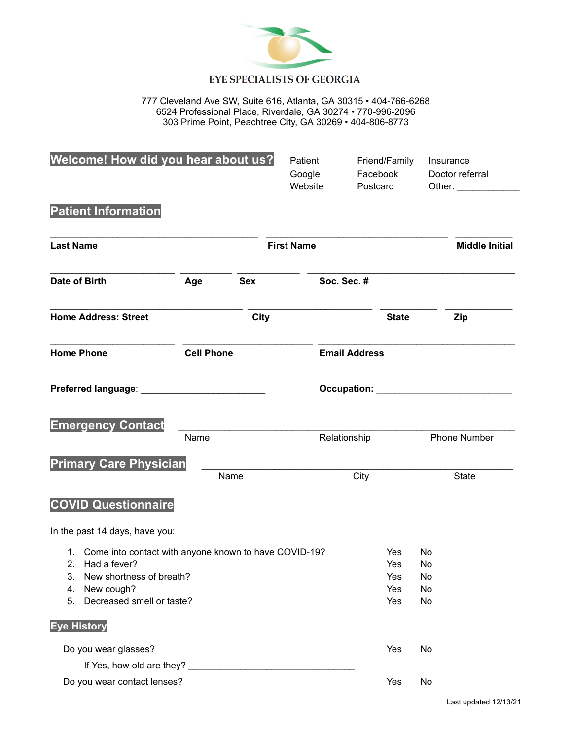# EYE SPECIALISTS OF GEORGIA

777 Cleveland Ave SW, Suite 616, Atlanta, GA 30315 • 404-766-6268
6524 Professional Place, Riverdale, GA 30274 • 770-996-2096
303 Prime Point, Peachtree City, GA 30269 • 404-806-8773

## Welcome! How did you hear about us?

| | | |
|---|---|---|
| Patient | Friend/Family | Insurance |
| Google | Facebook | Doctor referral |
| Website | Postcard | Other: ____________ |

## Patient Information

______________________________________ ________________________________ __________
**Last Name** **First Name** **Middle Initial**

______________________ _________ ___________ ______________________________________
**Date of Birth** **Age** **Sex** **Soc. Sec. #**

__________________________________ ______________________ __________ ____________
**Home Address: Street** **City** **State** **Zip**

______________________ _______________________ ____________________________________
**Home Phone** **Cell Phone** **Email Address**

**Preferred language**: _______________________ **Occupation:** _________________________

## Emergency Contact

______________________________________________________________________
Name Relationship Phone Number

## Primary Care Physician

______________________________________________________________________
Name City State

## COVID Questionnaire

In the past 14 days, have you:

1. Come into contact with anyone known to have COVID-19? Yes No
2. Had a fever? Yes No
3. New shortness of breath? Yes No
4. New cough? Yes No
5. Decreased smell or taste? Yes No

## Eye History

Do you wear glasses? Yes No

If Yes, how old are they? ______________________________

Do you wear contact lenses? Yes No

Last updated 12/13/21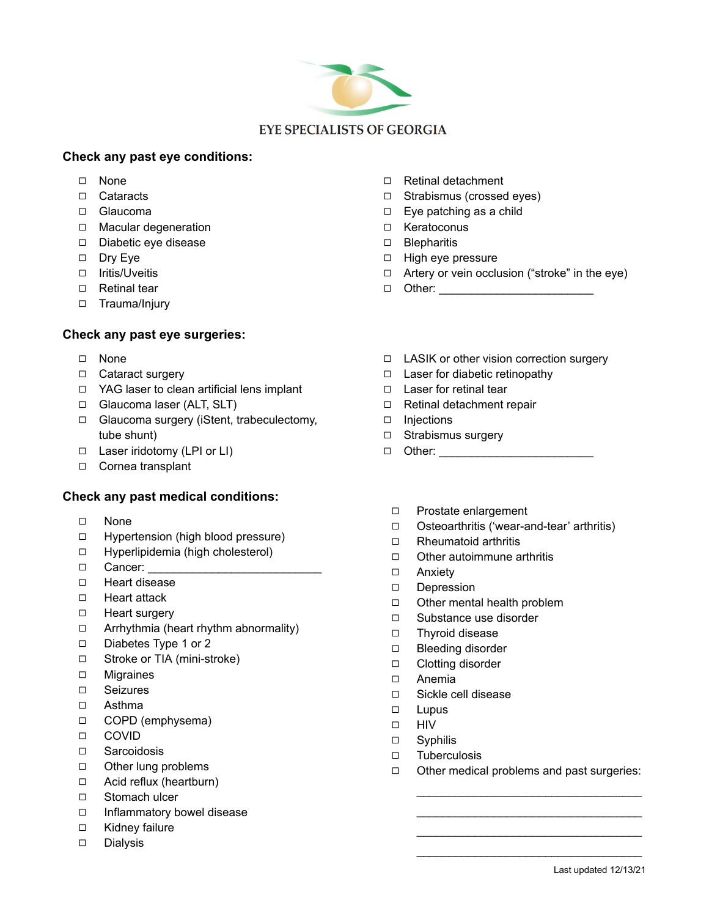EYE SPECIALISTS OF GEORGIA

**Check any past eye conditions:**

- ☐ None
- ☐ Cataracts
- ☐ Glaucoma
- ☐ Macular degeneration
- ☐ Diabetic eye disease
- ☐ Dry Eye
- ☐ Iritis/Uveitis
- ☐ Retinal tear
- ☐ Trauma/Injury
- ☐ Retinal detachment
- ☐ Strabismus (crossed eyes)
- ☐ Eye patching as a child
- ☐ Keratoconus
- ☐ Blepharitis
- ☐ High eye pressure
- ☐ Artery or vein occlusion (“stroke” in the eye)
- ☐ Other: ________________________

**Check any past eye surgeries:**

- ☐ None
- ☐ Cataract surgery
- ☐ YAG laser to clean artificial lens implant
- ☐ Glaucoma laser (ALT, SLT)
- ☐ Glaucoma surgery (iStent, trabeculectomy, tube shunt)
- ☐ Laser iridotomy (LPI or LI)
- ☐ Cornea transplant
- ☐ LASIK or other vision correction surgery
- ☐ Laser for diabetic retinopathy
- ☐ Laser for retinal tear
- ☐ Retinal detachment repair
- ☐ Injections
- ☐ Strabismus surgery
- ☐ Other: ________________________

**Check any past medical conditions:**

- ☐ None
- ☐ Hypertension (high blood pressure)
- ☐ Hyperlipidemia (high cholesterol)
- ☐ Cancer: ___________________________
- ☐ Heart disease
- ☐ Heart attack
- ☐ Heart surgery
- ☐ Arrhythmia (heart rhythm abnormality)
- ☐ Diabetes Type 1 or 2
- ☐ Stroke or TIA (mini-stroke)
- ☐ Migraines
- ☐ Seizures
- ☐ Asthma
- ☐ COPD (emphysema)
- ☐ COVID
- ☐ Sarcoidosis
- ☐ Other lung problems
- ☐ Acid reflux (heartburn)
- ☐ Stomach ulcer
- ☐ Inflammatory bowel disease
- ☐ Kidney failure
- ☐ Dialysis
- ☐ Prostate enlargement
- ☐ Osteoarthritis (‘wear-and-tear’ arthritis)
- ☐ Rheumatoid arthritis
- ☐ Other autoimmune arthritis
- ☐ Anxiety
- ☐ Depression
- ☐ Other mental health problem
- ☐ Substance use disorder
- ☐ Thyroid disease
- ☐ Bleeding disorder
- ☐ Clotting disorder
- ☐ Anemia
- ☐ Sickle cell disease
- ☐ Lupus
- ☐ HIV
- ☐ Syphilis
- ☐ Tuberculosis
- ☐ Other medical problems and past surgeries:

___________________________________

___________________________________

___________________________________

___________________________________

Last updated 12/13/21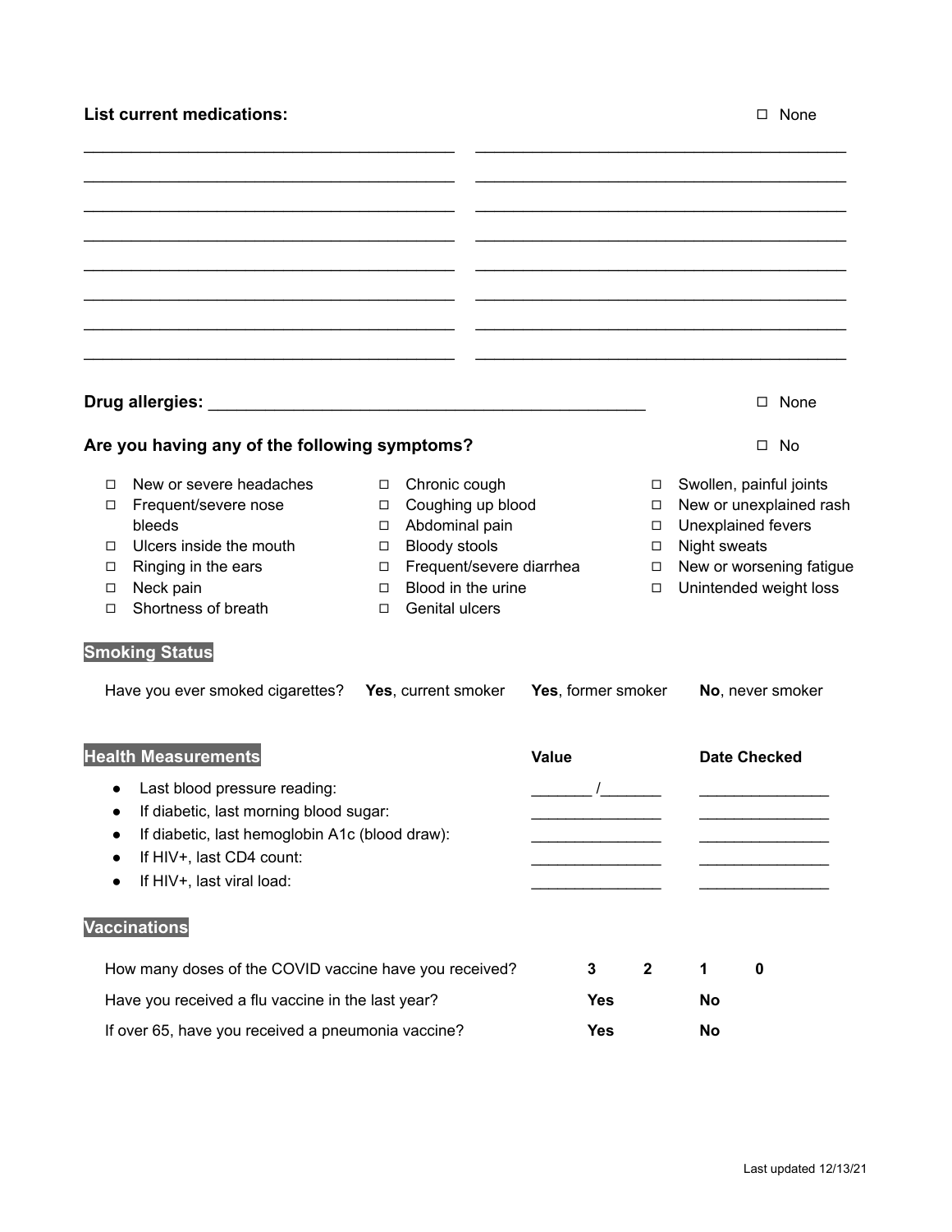**List current medications:** ☐ None

\_\_\_\_\_\_\_\_\_\_\_\_\_\_\_\_\_\_\_\_\_\_\_\_\_\_\_\_\_\_\_\_\_\_\_\_\_\_\_\_ \_\_\_\_\_\_\_\_\_\_\_\_\_\_\_\_\_\_\_\_\_\_\_\_\_\_\_\_\_\_\_\_\_\_\_\_\_\_\_\_

\_\_\_\_\_\_\_\_\_\_\_\_\_\_\_\_\_\_\_\_\_\_\_\_\_\_\_\_\_\_\_\_\_\_\_\_\_\_\_\_ \_\_\_\_\_\_\_\_\_\_\_\_\_\_\_\_\_\_\_\_\_\_\_\_\_\_\_\_\_\_\_\_\_\_\_\_\_\_\_\_

\_\_\_\_\_\_\_\_\_\_\_\_\_\_\_\_\_\_\_\_\_\_\_\_\_\_\_\_\_\_\_\_\_\_\_\_\_\_\_\_ \_\_\_\_\_\_\_\_\_\_\_\_\_\_\_\_\_\_\_\_\_\_\_\_\_\_\_\_\_\_\_\_\_\_\_\_\_\_\_\_

\_\_\_\_\_\_\_\_\_\_\_\_\_\_\_\_\_\_\_\_\_\_\_\_\_\_\_\_\_\_\_\_\_\_\_\_\_\_\_\_ \_\_\_\_\_\_\_\_\_\_\_\_\_\_\_\_\_\_\_\_\_\_\_\_\_\_\_\_\_\_\_\_\_\_\_\_\_\_\_\_

\_\_\_\_\_\_\_\_\_\_\_\_\_\_\_\_\_\_\_\_\_\_\_\_\_\_\_\_\_\_\_\_\_\_\_\_\_\_\_\_ \_\_\_\_\_\_\_\_\_\_\_\_\_\_\_\_\_\_\_\_\_\_\_\_\_\_\_\_\_\_\_\_\_\_\_\_\_\_\_\_

\_\_\_\_\_\_\_\_\_\_\_\_\_\_\_\_\_\_\_\_\_\_\_\_\_\_\_\_\_\_\_\_\_\_\_\_\_\_\_\_ \_\_\_\_\_\_\_\_\_\_\_\_\_\_\_\_\_\_\_\_\_\_\_\_\_\_\_\_\_\_\_\_\_\_\_\_\_\_\_\_

\_\_\_\_\_\_\_\_\_\_\_\_\_\_\_\_\_\_\_\_\_\_\_\_\_\_\_\_\_\_\_\_\_\_\_\_\_\_\_\_ \_\_\_\_\_\_\_\_\_\_\_\_\_\_\_\_\_\_\_\_\_\_\_\_\_\_\_\_\_\_\_\_\_\_\_\_\_\_\_\_

\_\_\_\_\_\_\_\_\_\_\_\_\_\_\_\_\_\_\_\_\_\_\_\_\_\_\_\_\_\_\_\_\_\_\_\_\_\_\_\_ \_\_\_\_\_\_\_\_\_\_\_\_\_\_\_\_\_\_\_\_\_\_\_\_\_\_\_\_\_\_\_\_\_\_\_\_\_\_\_\_

**Drug allergies:** \_\_\_\_\_\_\_\_\_\_\_\_\_\_\_\_\_\_\_\_\_\_\_\_\_\_\_\_\_\_\_\_\_\_\_\_\_\_\_\_\_\_\_\_\_\_ ☐ None

**Are you having any of the following symptoms?** ☐ No

- ☐ New or severe headaches
- ☐ Frequent/severe nose bleeds
- ☐ Ulcers inside the mouth
- ☐ Ringing in the ears
- ☐ Neck pain
- ☐ Shortness of breath
- ☐ Chronic cough
- ☐ Coughing up blood
- ☐ Abdominal pain
- ☐ Bloody stools
- ☐ Frequent/severe diarrhea
- ☐ Blood in the urine
- ☐ Genital ulcers
- ☐ Swollen, painful joints
- ☐ New or unexplained rash
- ☐ Unexplained fevers
- ☐ Night sweats
- ☐ New or worsening fatigue
- ☐ Unintended weight loss

## Smoking Status

Have you ever smoked cigarettes? **Yes**, current smoker **Yes**, former smoker **No**, never smoker

## Health Measurements

| | Value | Date Checked |
|---|---|---|
| • Last blood pressure reading: | \_\_\_\_\_\_\_ /\_\_\_\_\_\_\_ | \_\_\_\_\_\_\_\_\_\_\_\_\_\_\_ |
| • If diabetic, last morning blood sugar: | \_\_\_\_\_\_\_\_\_\_\_\_\_\_\_ | \_\_\_\_\_\_\_\_\_\_\_\_\_\_\_ |
| • If diabetic, last hemoglobin A1c (blood draw): | \_\_\_\_\_\_\_\_\_\_\_\_\_\_\_ | \_\_\_\_\_\_\_\_\_\_\_\_\_\_\_ |
| • If HIV+, last CD4 count: | \_\_\_\_\_\_\_\_\_\_\_\_\_\_\_ | \_\_\_\_\_\_\_\_\_\_\_\_\_\_\_ |
| • If HIV+, last viral load: | \_\_\_\_\_\_\_\_\_\_\_\_\_\_\_ | \_\_\_\_\_\_\_\_\_\_\_\_\_\_\_ |

## Vaccinations

How many doses of the COVID vaccine have you received? **3** **2** **1** **0**

Have you received a flu vaccine in the last year? **Yes** **No**

If over 65, have you received a pneumonia vaccine? **Yes** **No**

Last updated 12/13/21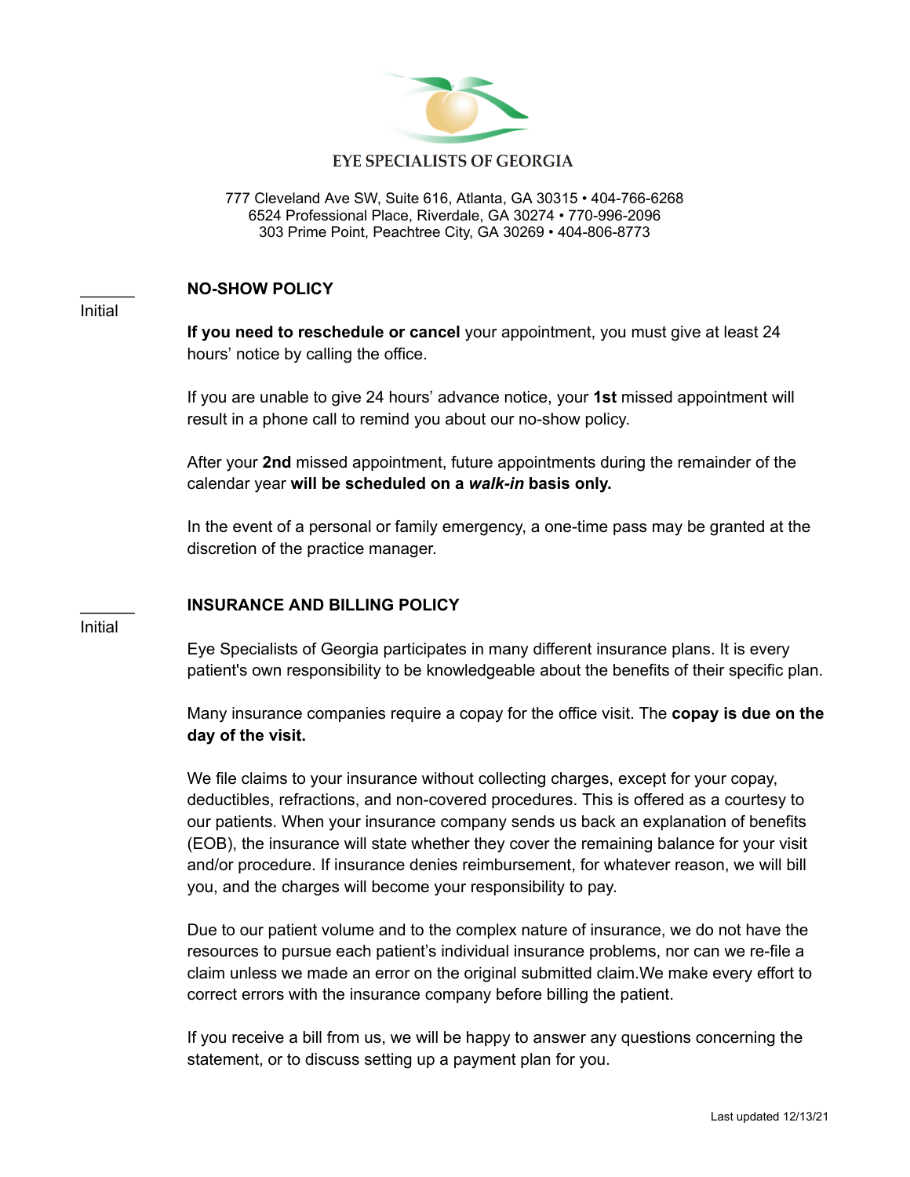EYE SPECIALISTS OF GEORGIA

777 Cleveland Ave SW, Suite 616, Atlanta, GA 30315 • 404-766-6268
6524 Professional Place, Riverdale, GA 30274 • 770-996-2096
303 Prime Point, Peachtree City, GA 30269 • 404-806-8773

______
Initial

## NO-SHOW POLICY

**If you need to reschedule or cancel** your appointment, you must give at least 24 hours' notice by calling the office.

If you are unable to give 24 hours' advance notice, your **1st** missed appointment will result in a phone call to remind you about our no-show policy.

After your **2nd** missed appointment, future appointments during the remainder of the calendar year **will be scheduled on a *walk-in* basis only.**

In the event of a personal or family emergency, a one-time pass may be granted at the discretion of the practice manager.

______
Initial

## INSURANCE AND BILLING POLICY

Eye Specialists of Georgia participates in many different insurance plans. It is every patient's own responsibility to be knowledgeable about the benefits of their specific plan.

Many insurance companies require a copay for the office visit. The **copay is due on the day of the visit.**

We file claims to your insurance without collecting charges, except for your copay, deductibles, refractions, and non-covered procedures. This is offered as a courtesy to our patients. When your insurance company sends us back an explanation of benefits (EOB), the insurance will state whether they cover the remaining balance for your visit and/or procedure. If insurance denies reimbursement, for whatever reason, we will bill you, and the charges will become your responsibility to pay.

Due to our patient volume and to the complex nature of insurance, we do not have the resources to pursue each patient's individual insurance problems, nor can we re-file a claim unless we made an error on the original submitted claim.We make every effort to correct errors with the insurance company before billing the patient.

If you receive a bill from us, we will be happy to answer any questions concerning the statement, or to discuss setting up a payment plan for you.

Last updated 12/13/21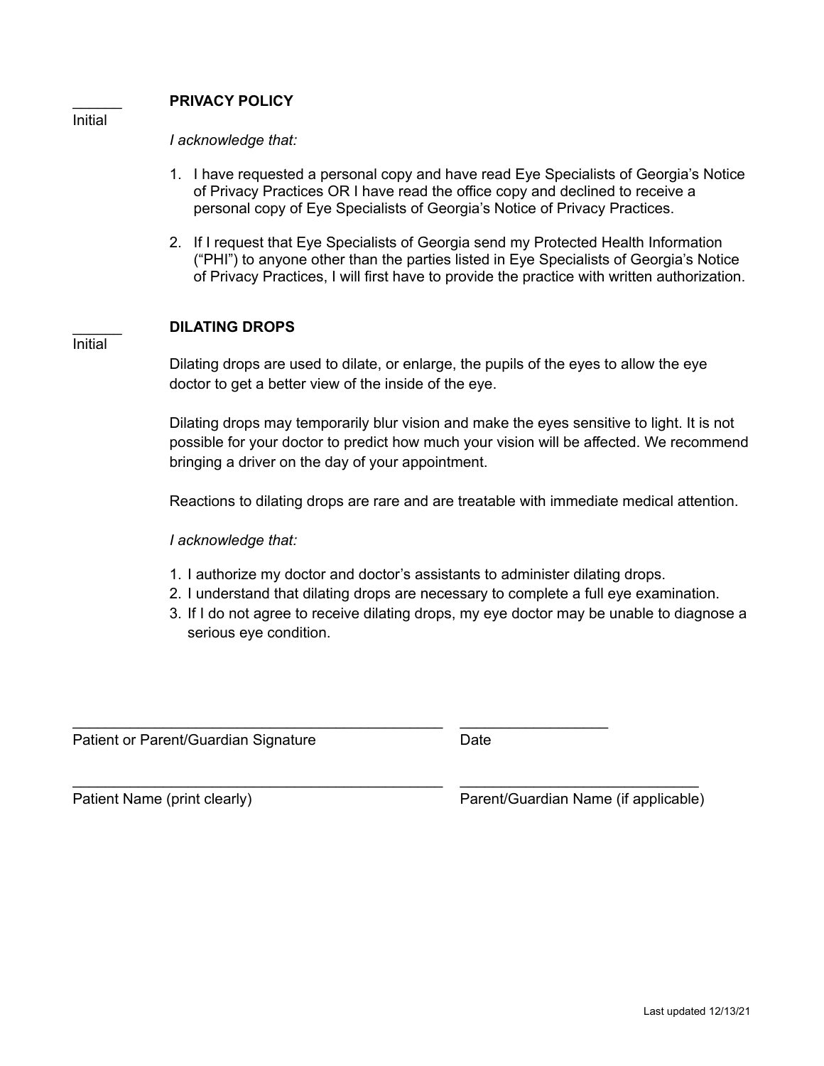______
Initial

**PRIVACY POLICY**

*I acknowledge that:*

1. I have requested a personal copy and have read Eye Specialists of Georgia's Notice of Privacy Practices OR I have read the office copy and declined to receive a personal copy of Eye Specialists of Georgia's Notice of Privacy Practices.
2. If I request that Eye Specialists of Georgia send my Protected Health Information ("PHI") to anyone other than the parties listed in Eye Specialists of Georgia's Notice of Privacy Practices, I will first have to provide the practice with written authorization.

______
Initial

**DILATING DROPS**

Dilating drops are used to dilate, or enlarge, the pupils of the eyes to allow the eye doctor to get a better view of the inside of the eye.

Dilating drops may temporarily blur vision and make the eyes sensitive to light. It is not possible for your doctor to predict how much your vision will be affected. We recommend bringing a driver on the day of your appointment.

Reactions to dilating drops are rare and are treatable with immediate medical attention.

*I acknowledge that:*

1. I authorize my doctor and doctor's assistants to administer dilating drops.
2. I understand that dilating drops are necessary to complete a full eye examination.
3. If I do not agree to receive dilating drops, my eye doctor may be unable to diagnose a serious eye condition.

_____________________________________________ __________________
Patient or Parent/Guardian Signature Date

_____________________________________________ ____________________________
Patient Name (print clearly) Parent/Guardian Name (if applicable)

Last updated 12/13/21